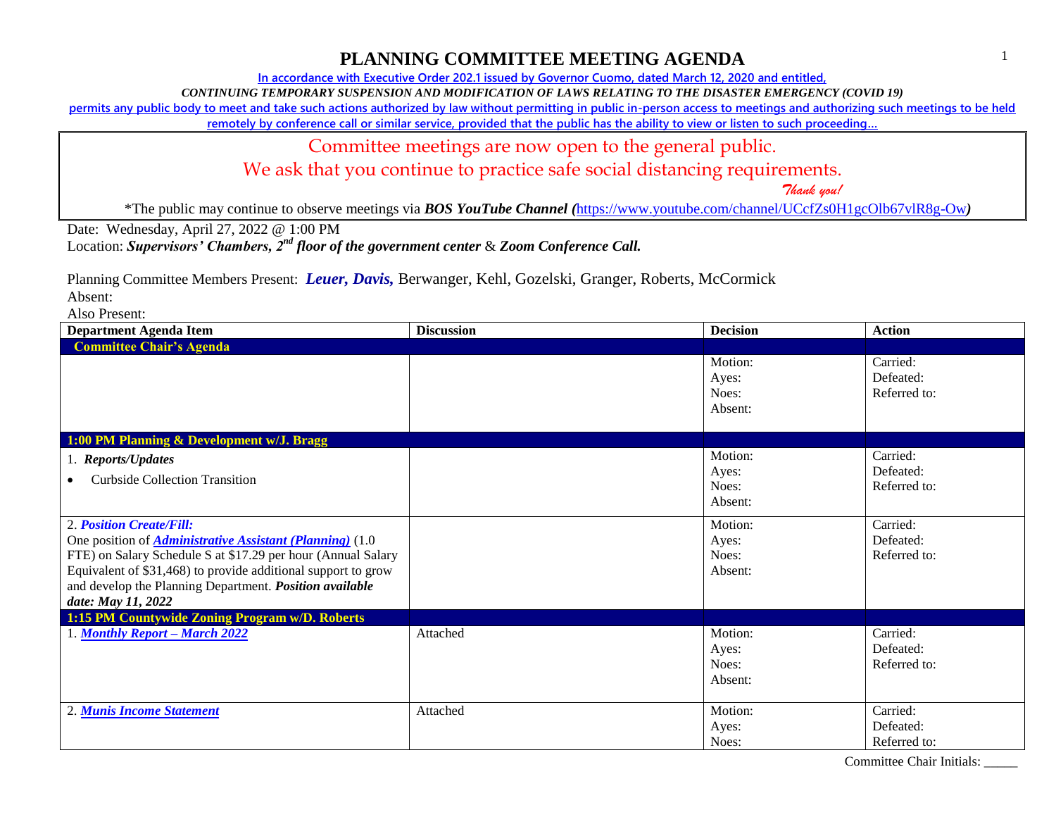# PLANNING COMMITTEE MEETING AGENDA

**In accordance with Executive Order 202.1 issued by Governor Cuomo, dated March 12, 2020 and entitled,**

***CONTINUING TEMPORARY SUSPENSION AND MODIFICATION OF LAWS RELATING TO THE DISASTER EMERGENCY (COVID 19)***

**permits any public body to meet and take such actions authorized by law without permitting in public in-person access to meetings and authorizing such meetings to be held remotely by conference call or similar service, provided that the public has the ability to view or listen to such proceeding…**

Committee meetings are now open to the general public.
We ask that you continue to practice safe social distancing requirements.
*Thank you!*

*The public may continue to observe meetings via ***BOS YouTube Channel (***https://www.youtube.com/channel/UCcfZs0H1gcOlb67vlR8g-Ow***)***

Date: Wednesday, April 27, 2022 @ 1:00 PM
Location: ***Supervisors' Chambers, 2nd floor of the government center*** & ***Zoom Conference Call.***

Planning Committee Members Present: ***Leuer, Davis,*** Berwanger, Kehl, Gozelski, Granger, Roberts, McCormick
Absent:
Also Present:

| Department Agenda Item | Discussion | Decision | Action |
|---|---|---|---|
| **Committee Chair's Agenda** | | | |
| | | Motion:<br>Ayes:<br>Noes:<br>Absent: | Carried:<br>Defeated:<br>Referred to: |
| **1:00 PM Planning & Development w/J. Bragg** | | | |
| 1. ***Reports/Updates***<br>• Curbside Collection Transition | | Motion:<br>Ayes:<br>Noes:<br>Absent: | Carried:<br>Defeated:<br>Referred to: |
| 2. ***Position Create/Fill:***<br>One position of ***Administrative Assistant (Planning)*** (1.0 FTE) on Salary Schedule S at $17.29 per hour (Annual Salary Equivalent of $31,468) to provide additional support to grow and develop the Planning Department. ***Position available date: May 11, 2022*** | | Motion:<br>Ayes:<br>Noes:<br>Absent: | Carried:<br>Defeated:<br>Referred to: |
| **1:15 PM Countywide Zoning Program w/D. Roberts** | | | |
| 1. ***Monthly Report – March 2022*** | Attached | Motion:<br>Ayes:<br>Noes:<br>Absent: | Carried:<br>Defeated:<br>Referred to: |
| 2. ***Munis Income Statement*** | Attached | Motion:<br>Ayes:<br>Noes: | Carried:<br>Defeated:<br>Referred to: |

Committee Chair Initials: _____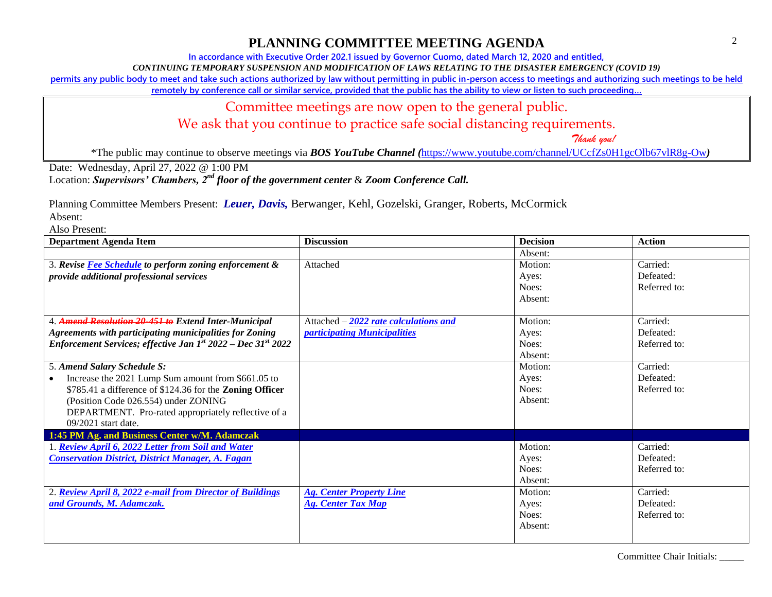# PLANNING COMMITTEE MEETING AGENDA

In accordance with Executive Order 202.1 issued by Governor Cuomo, dated March 12, 2020 and entitled,

*CONTINUING TEMPORARY SUSPENSION AND MODIFICATION OF LAWS RELATING TO THE DISASTER EMERGENCY (COVID 19)*

permits any public body to meet and take such actions authorized by law without permitting in public in-person access to meetings and authorizing such meetings to be held remotely by conference call or similar service, provided that the public has the ability to view or listen to such proceeding…

Committee meetings are now open to the general public.
We ask that you continue to practice safe social distancing requirements.
*Thank you!*

*The public may continue to observe meetings via ***BOS YouTube Channel*** *(*https://www.youtube.com/channel/UCcfZs0H1gcOlb67vlR8g-Ow*)*

Date: Wednesday, April 27, 2022 @ 1:00 PM
Location: ***Supervisors' Chambers, 2nd floor of the government center*** & ***Zoom Conference Call.***

Planning Committee Members Present: ***Leuer, Davis,*** Berwanger, Kehl, Gozelski, Granger, Roberts, McCormick
Absent:
Also Present:

| Department Agenda Item | Discussion | Decision | Action |
|---|---|---|---|
| | | Absent: | |
| 3. ***Revise Fee Schedule to perform zoning enforcement & provide additional professional services*** | Attached | Motion:<br>Ayes:<br>Noes:<br>Absent: | Carried:<br>Defeated:<br>Referred to: |
| 4. ~~***Amend Resolution 20-451 to***~~ ***Extend Inter-Municipal Agreements with participating municipalities for Zoning Enforcement Services; effective Jan 1st 2022 – Dec 31st 2022*** | Attached – ***2022 rate calculations and participating Municipalities*** | Motion:<br>Ayes:<br>Noes:<br>Absent: | Carried:<br>Defeated:<br>Referred to: |
| 5. ***Amend Salary Schedule S:***<br>• Increase the 2021 Lump Sum amount from $661.05 to $785.41 a difference of $124.36 for the **Zoning Officer** (Position Code 026.554) under ZONING DEPARTMENT. Pro-rated appropriately reflective of a 09/2021 start date. | | Motion:<br>Ayes:<br>Noes:<br>Absent: | Carried:<br>Defeated:<br>Referred to: |
| **1:45 PM Ag. and Business Center w/M. Adamczak** | | | |
| 1. ***Review April 6, 2022 Letter from Soil and Water Conservation District, District Manager, A. Fagan*** | | Motion:<br>Ayes:<br>Noes:<br>Absent: | Carried:<br>Defeated:<br>Referred to: |
| 2. ***Review April 8, 2022 e-mail from Director of Buildings and Grounds, M. Adamczak.*** | ***Ag. Center Property Line***<br>***Ag. Center Tax Map*** | Motion:<br>Ayes:<br>Noes:<br>Absent: | Carried:<br>Defeated:<br>Referred to: |

Committee Chair Initials: _____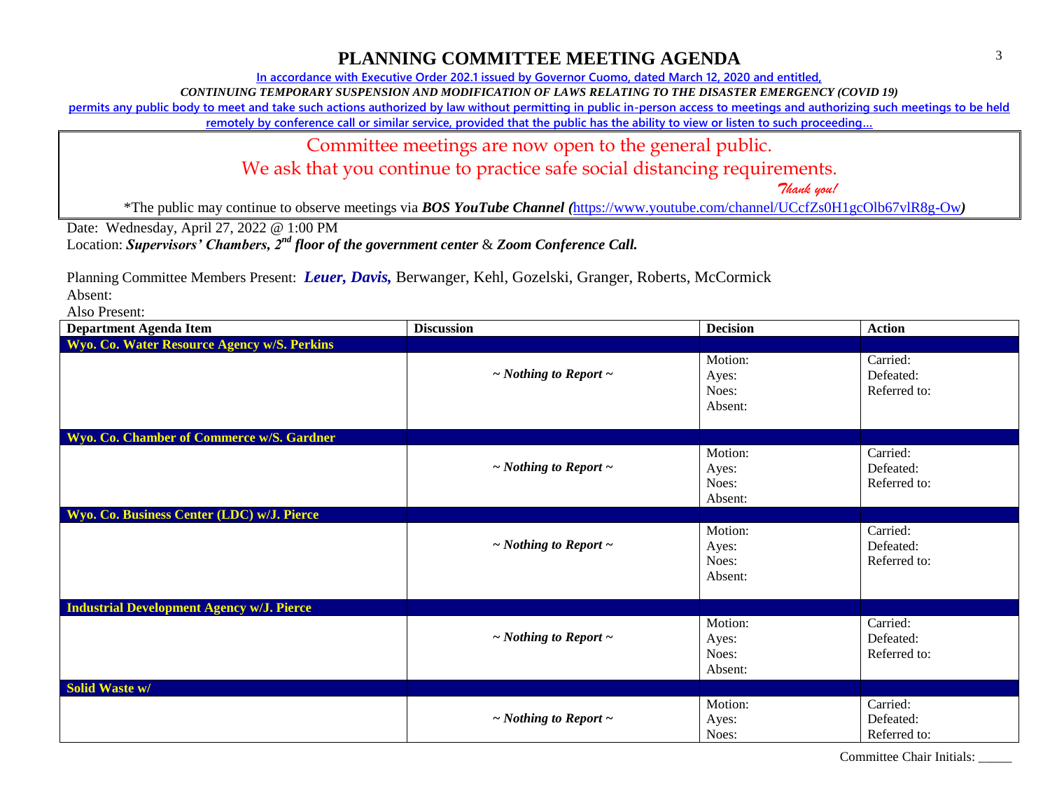# PLANNING COMMITTEE MEETING AGENDA

In accordance with Executive Order 202.1 issued by Governor Cuomo, dated March 12, 2020 and entitled,

*CONTINUING TEMPORARY SUSPENSION AND MODIFICATION OF LAWS RELATING TO THE DISASTER EMERGENCY (COVID 19)*

permits any public body to meet and take such actions authorized by law without permitting in public in-person access to meetings and authorizing such meetings to be held remotely by conference call or similar service, provided that the public has the ability to view or listen to such proceeding…

Committee meetings are now open to the general public.
We ask that you continue to practice safe social distancing requirements.
*Thank you!*

*The public may continue to observe meetings via ***BOS YouTube Channel (***https://www.youtube.com/channel/UCcfZs0H1gcOlb67vlR8g-Ow***)***

Date: Wednesday, April 27, 2022 @ 1:00 PM
Location: ***Supervisors' Chambers, 2nd floor of the government center*** & ***Zoom Conference Call.***

Planning Committee Members Present: ***Leuer, Davis,*** Berwanger, Kehl, Gozelski, Granger, Roberts, McCormick
Absent:
Also Present:

| Department Agenda Item | Discussion | Decision | Action |
|---|---|---|---|
| **Wyo. Co. Water Resource Agency w/S. Perkins** | | | |
| | *~ Nothing to Report ~* | Motion:<br>Ayes:<br>Noes:<br>Absent: | Carried:<br>Defeated:<br>Referred to: |
| **Wyo. Co. Chamber of Commerce w/S. Gardner** | | | |
| | *~ Nothing to Report ~* | Motion:<br>Ayes:<br>Noes:<br>Absent: | Carried:<br>Defeated:<br>Referred to: |
| **Wyo. Co. Business Center (LDC) w/J. Pierce** | | | |
| | *~ Nothing to Report ~* | Motion:<br>Ayes:<br>Noes:<br>Absent: | Carried:<br>Defeated:<br>Referred to: |
| **Industrial Development Agency w/J. Pierce** | | | |
| | *~ Nothing to Report ~* | Motion:<br>Ayes:<br>Noes:<br>Absent: | Carried:<br>Defeated:<br>Referred to: |
| **Solid Waste w/** | | | |
| | *~ Nothing to Report ~* | Motion:<br>Ayes:<br>Noes: | Carried:<br>Defeated:<br>Referred to: |

Committee Chair Initials: _____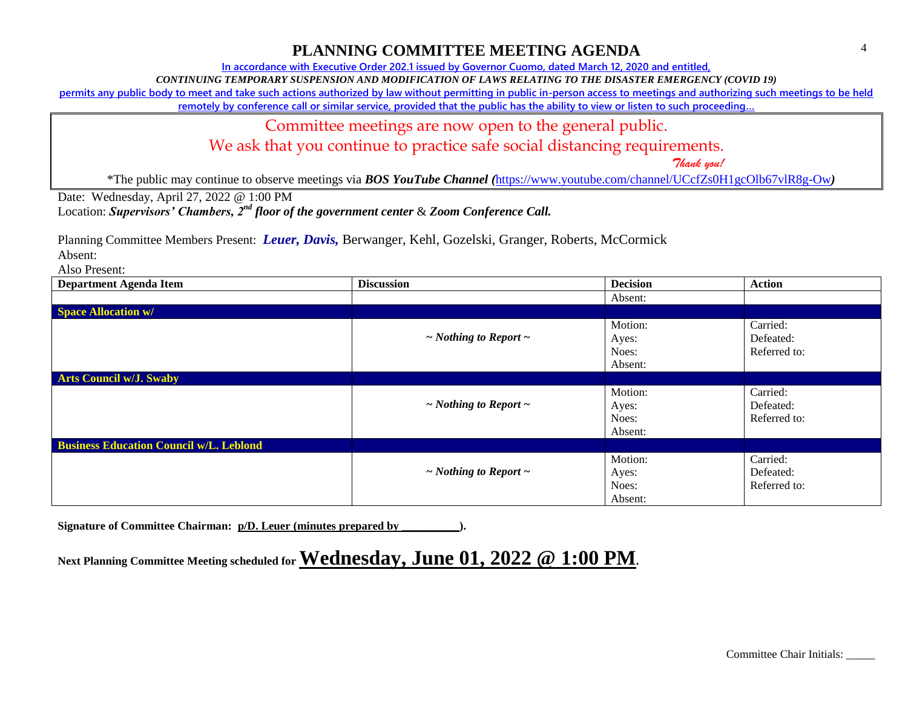# PLANNING COMMITTEE MEETING AGENDA

In accordance with Executive Order 202.1 issued by Governor Cuomo, dated March 12, 2020 and entitled,

*CONTINUING TEMPORARY SUSPENSION AND MODIFICATION OF LAWS RELATING TO THE DISASTER EMERGENCY (COVID 19)*

permits any public body to meet and take such actions authorized by law without permitting in public in-person access to meetings and authorizing such meetings to be held remotely by conference call or similar service, provided that the public has the ability to view or listen to such proceeding…

Committee meetings are now open to the general public.
We ask that you continue to practice safe social distancing requirements.

*Thank you!*

*The public may continue to observe meetings via ***BOS YouTube Channel*** (https://www.youtube.com/channel/UCcfZs0H1gcOlb67vlR8g-Ow)

Date: Wednesday, April 27, 2022 @ 1:00 PM
Location: ***Supervisors' Chambers, 2nd floor of the government center*** & ***Zoom Conference Call.***

Planning Committee Members Present: ***Leuer, Davis,*** Berwanger, Kehl, Gozelski, Granger, Roberts, McCormick
Absent:
Also Present:

| Department Agenda Item | Discussion | Decision | Action |
|---|---|---|---|
| | | Absent: | |
| **Space Allocation w/** | | | |
| | *~ Nothing to Report ~* | Motion:<br>Ayes:<br>Noes:<br>Absent: | Carried:<br>Defeated:<br>Referred to: |
| **Arts Council w/J. Swaby** | | | |
| | *~ Nothing to Report ~* | Motion:<br>Ayes:<br>Noes:<br>Absent: | Carried:<br>Defeated:<br>Referred to: |
| **Business Education Council w/L. Leblond** | | | |
| | *~ Nothing to Report ~* | Motion:<br>Ayes:<br>Noes:<br>Absent: | Carried:<br>Defeated:<br>Referred to: |

**Signature of Committee Chairman: p/D. Leuer (minutes prepared by __________).**

**Next Planning Committee Meeting scheduled for Wednesday, June 01, 2022 @ 1:00 PM.**

Committee Chair Initials: _____